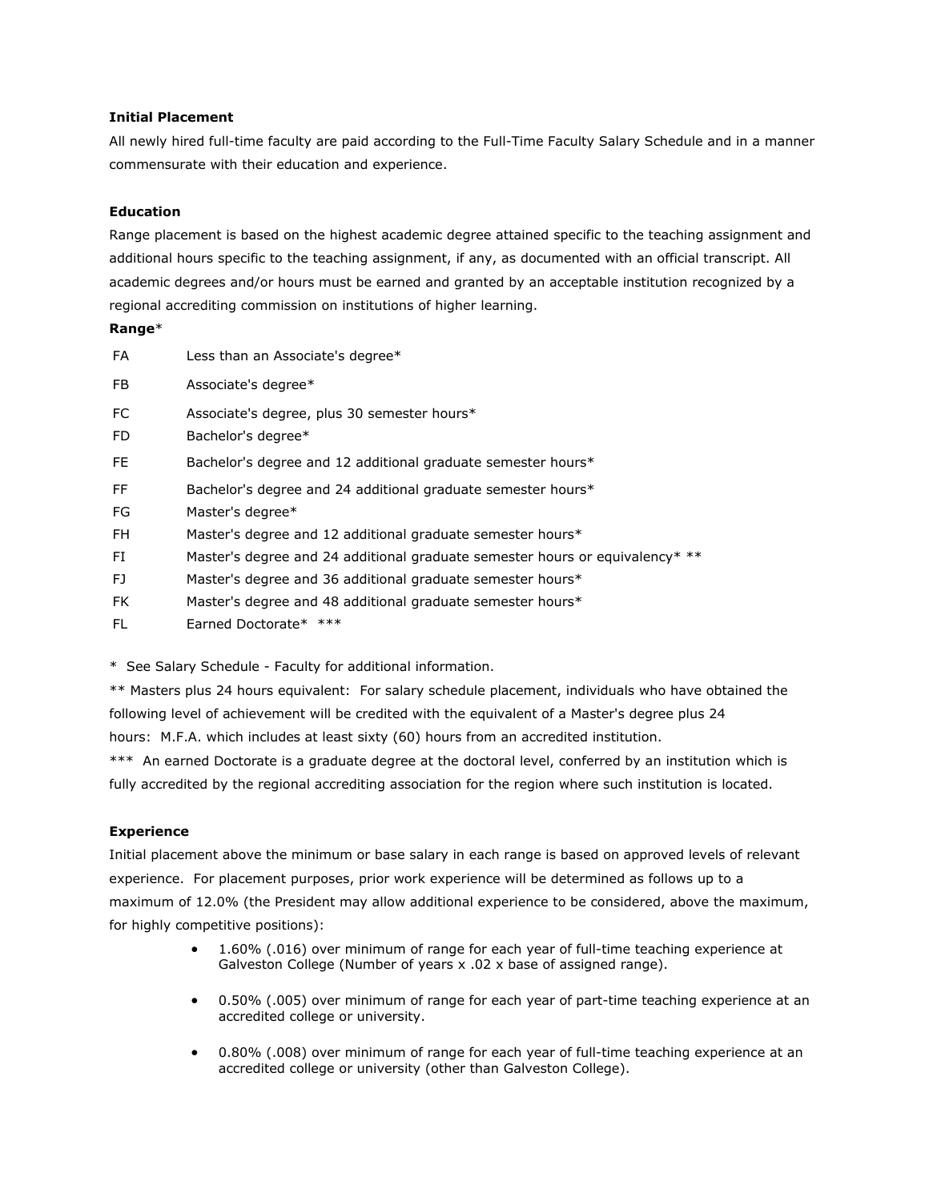**Initial Placement**

All newly hired full-time faculty are paid according to the Full-Time Faculty Salary Schedule and in a manner commensurate with their education and experience.

**Education**

Range placement is based on the highest academic degree attained specific to the teaching assignment and additional hours specific to the teaching assignment, if any, as documented with an official transcript. All academic degrees and/or hours must be earned and granted by an acceptable institution recognized by a regional accrediting commission on institutions of higher learning.

**Range***

| | |
|---|---|
| FA | Less than an Associate's degree* |
| FB | Associate's degree* |
| FC | Associate's degree, plus 30 semester hours* |
| FD | Bachelor's degree* |
| FE | Bachelor's degree and 12 additional graduate semester hours* |
| FF | Bachelor's degree and 24 additional graduate semester hours* |
| FG | Master's degree* |
| FH | Master's degree and 12 additional graduate semester hours* |
| FI | Master's degree and 24 additional graduate semester hours or equivalency* ** |
| FJ | Master's degree and 36 additional graduate semester hours* |
| FK | Master's degree and 48 additional graduate semester hours* |
| FL | Earned Doctorate* *** |

* See Salary Schedule - Faculty for additional information.

** Masters plus 24 hours equivalent: For salary schedule placement, individuals who have obtained the following level of achievement will be credited with the equivalent of a Master's degree plus 24 hours: M.F.A. which includes at least sixty (60) hours from an accredited institution.

*** An earned Doctorate is a graduate degree at the doctoral level, conferred by an institution which is fully accredited by the regional accrediting association for the region where such institution is located.

**Experience**

Initial placement above the minimum or base salary in each range is based on approved levels of relevant experience. For placement purposes, prior work experience will be determined as follows up to a maximum of 12.0% (the President may allow additional experience to be considered, above the maximum, for highly competitive positions):

- 1.60% (.016) over minimum of range for each year of full-time teaching experience at Galveston College (Number of years x .02 x base of assigned range).
- 0.50% (.005) over minimum of range for each year of part-time teaching experience at an accredited college or university.
- 0.80% (.008) over minimum of range for each year of full-time teaching experience at an accredited college or university (other than Galveston College).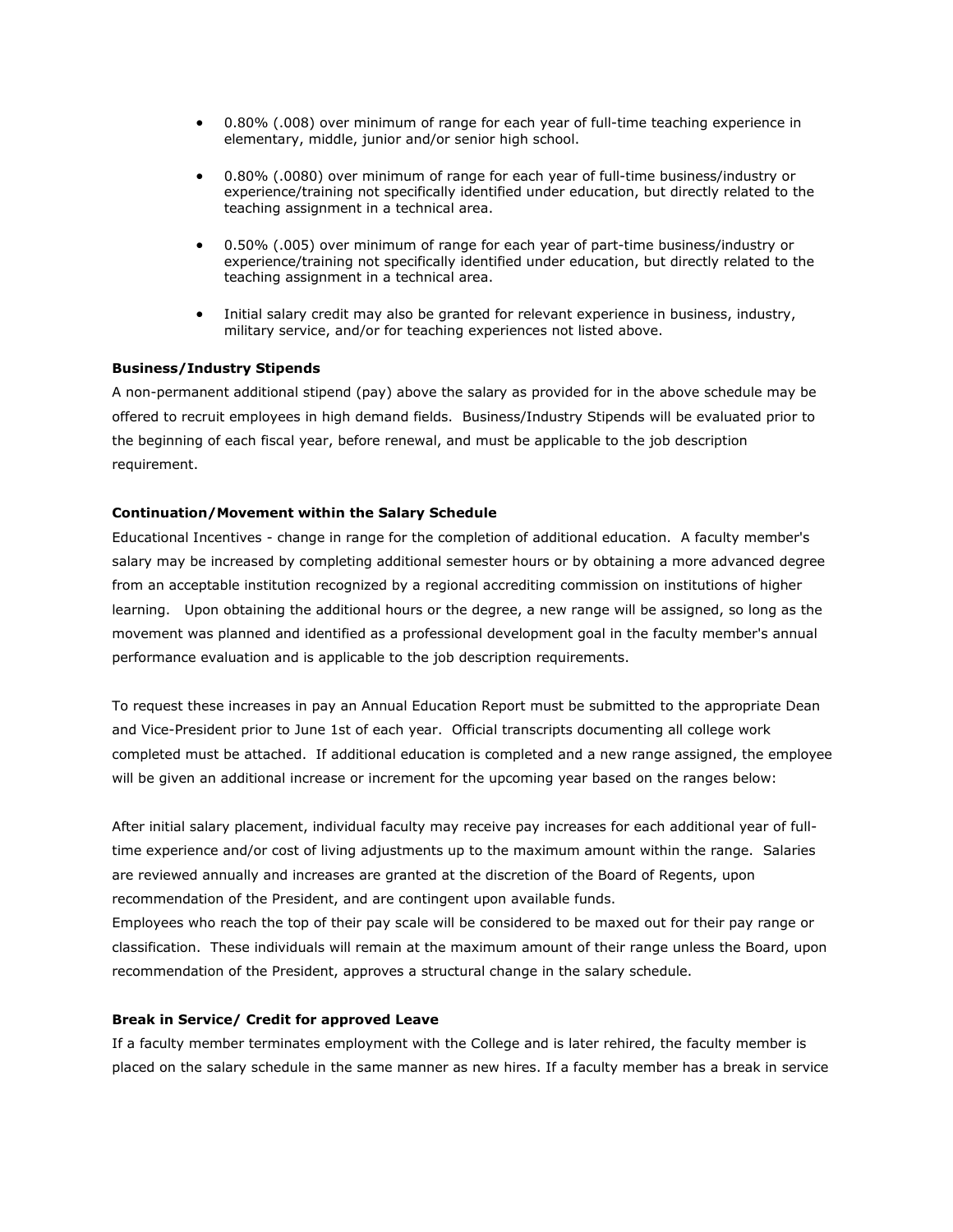- 0.80% (.008) over minimum of range for each year of full-time teaching experience in elementary, middle, junior and/or senior high school.
- 0.80% (.0080) over minimum of range for each year of full-time business/industry or experience/training not specifically identified under education, but directly related to the teaching assignment in a technical area.
- 0.50% (.005) over minimum of range for each year of part-time business/industry or experience/training not specifically identified under education, but directly related to the teaching assignment in a technical area.
- Initial salary credit may also be granted for relevant experience in business, industry, military service, and/or for teaching experiences not listed above.

**Business/Industry Stipends**

A non-permanent additional stipend (pay) above the salary as provided for in the above schedule may be offered to recruit employees in high demand fields. Business/Industry Stipends will be evaluated prior to the beginning of each fiscal year, before renewal, and must be applicable to the job description requirement.

**Continuation/Movement within the Salary Schedule**

Educational Incentives - change in range for the completion of additional education. A faculty member's salary may be increased by completing additional semester hours or by obtaining a more advanced degree from an acceptable institution recognized by a regional accrediting commission on institutions of higher learning. Upon obtaining the additional hours or the degree, a new range will be assigned, so long as the movement was planned and identified as a professional development goal in the faculty member's annual performance evaluation and is applicable to the job description requirements.

To request these increases in pay an Annual Education Report must be submitted to the appropriate Dean and Vice-President prior to June 1st of each year. Official transcripts documenting all college work completed must be attached. If additional education is completed and a new range assigned, the employee will be given an additional increase or increment for the upcoming year based on the ranges below:

After initial salary placement, individual faculty may receive pay increases for each additional year of full-time experience and/or cost of living adjustments up to the maximum amount within the range. Salaries are reviewed annually and increases are granted at the discretion of the Board of Regents, upon recommendation of the President, and are contingent upon available funds.

Employees who reach the top of their pay scale will be considered to be maxed out for their pay range or classification. These individuals will remain at the maximum amount of their range unless the Board, upon recommendation of the President, approves a structural change in the salary schedule.

**Break in Service/ Credit for approved Leave**

If a faculty member terminates employment with the College and is later rehired, the faculty member is placed on the salary schedule in the same manner as new hires. If a faculty member has a break in service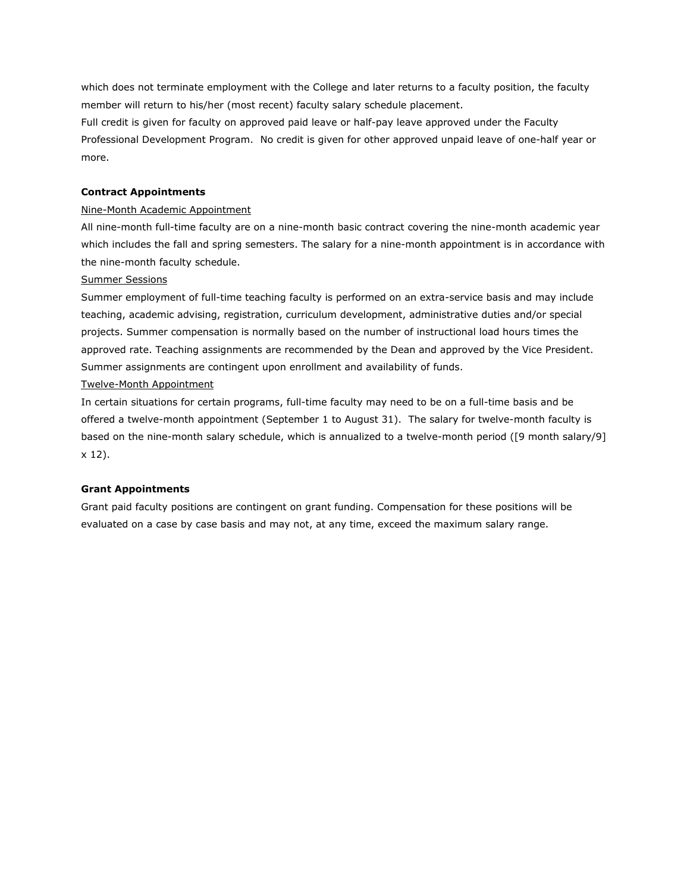which does not terminate employment with the College and later returns to a faculty position, the faculty member will return to his/her (most recent) faculty salary schedule placement.
Full credit is given for faculty on approved paid leave or half-pay leave approved under the Faculty Professional Development Program. No credit is given for other approved unpaid leave of one-half year or more.

**Contract Appointments**

Nine-Month Academic Appointment

All nine-month full-time faculty are on a nine-month basic contract covering the nine-month academic year which includes the fall and spring semesters. The salary for a nine-month appointment is in accordance with the nine-month faculty schedule.

Summer Sessions

Summer employment of full-time teaching faculty is performed on an extra-service basis and may include teaching, academic advising, registration, curriculum development, administrative duties and/or special projects. Summer compensation is normally based on the number of instructional load hours times the approved rate. Teaching assignments are recommended by the Dean and approved by the Vice President. Summer assignments are contingent upon enrollment and availability of funds.

Twelve-Month Appointment

In certain situations for certain programs, full-time faculty may need to be on a full-time basis and be offered a twelve-month appointment (September 1 to August 31). The salary for twelve-month faculty is based on the nine-month salary schedule, which is annualized to a twelve-month period ([9 month salary/9] x 12).

**Grant Appointments**

Grant paid faculty positions are contingent on grant funding. Compensation for these positions will be evaluated on a case by case basis and may not, at any time, exceed the maximum salary range.